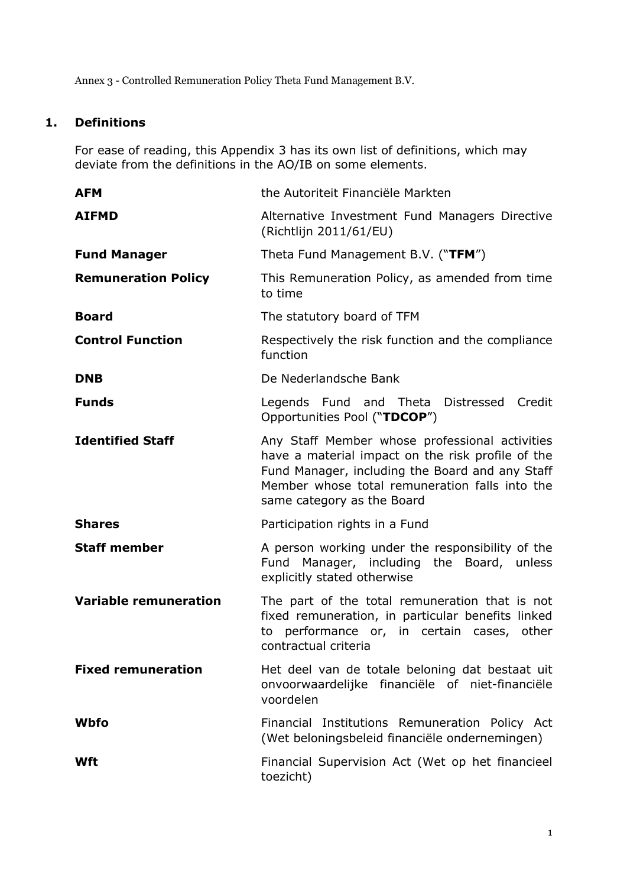Annex 3 - Controlled Remuneration Policy Theta Fund Management B.V.

## 1. Definitions

For ease of reading, this Appendix 3 has its own list of definitions, which may deviate from the definitions in the AO/IB on some elements.

| Term | Definition |
|---|---|
| **AFM** | the Autoriteit Financiële Markten |
| **AIFMD** | Alternative Investment Fund Managers Directive (Richtlijn 2011/61/EU) |
| **Fund Manager** | Theta Fund Management B.V. ("**TFM**") |
| **Remuneration Policy** | This Remuneration Policy, as amended from time to time |
| **Board** | The statutory board of TFM |
| **Control Function** | Respectively the risk function and the compliance function |
| **DNB** | De Nederlandsche Bank |
| **Funds** | Legends Fund and Theta Distressed Credit Opportunities Pool ("**TDCOP**") |
| **Identified Staff** | Any Staff Member whose professional activities have a material impact on the risk profile of the Fund Manager, including the Board and any Staff Member whose total remuneration falls into the same category as the Board |
| **Shares** | Participation rights in a Fund |
| **Staff member** | A person working under the responsibility of the Fund Manager, including the Board, unless explicitly stated otherwise |
| **Variable remuneration** | The part of the total remuneration that is not fixed remuneration, in particular benefits linked to performance or, in certain cases, other contractual criteria |
| **Fixed remuneration** | Het deel van de totale beloning dat bestaat uit onvoorwaardelijke financiële of niet-financiële voordelen |
| **Wbfo** | Financial Institutions Remuneration Policy Act (Wet beloningsbeleid financiële ondernemingen) |
| **Wft** | Financial Supervision Act (Wet op het financieel toezicht) |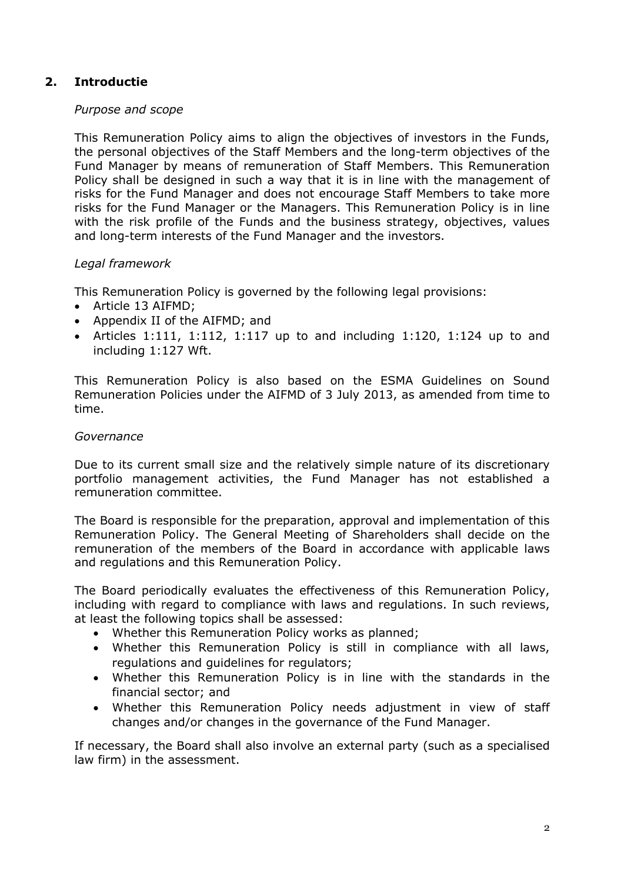## 2. Introductie

*Purpose and scope*

This Remuneration Policy aims to align the objectives of investors in the Funds, the personal objectives of the Staff Members and the long-term objectives of the Fund Manager by means of remuneration of Staff Members. This Remuneration Policy shall be designed in such a way that it is in line with the management of risks for the Fund Manager and does not encourage Staff Members to take more risks for the Fund Manager or the Managers. This Remuneration Policy is in line with the risk profile of the Funds and the business strategy, objectives, values and long-term interests of the Fund Manager and the investors.

*Legal framework*

This Remuneration Policy is governed by the following legal provisions:

- Article 13 AIFMD;
- Appendix II of the AIFMD; and
- Articles 1:111, 1:112, 1:117 up to and including 1:120, 1:124 up to and including 1:127 Wft.

This Remuneration Policy is also based on the ESMA Guidelines on Sound Remuneration Policies under the AIFMD of 3 July 2013, as amended from time to time.

*Governance*

Due to its current small size and the relatively simple nature of its discretionary portfolio management activities, the Fund Manager has not established a remuneration committee.

The Board is responsible for the preparation, approval and implementation of this Remuneration Policy. The General Meeting of Shareholders shall decide on the remuneration of the members of the Board in accordance with applicable laws and regulations and this Remuneration Policy.

The Board periodically evaluates the effectiveness of this Remuneration Policy, including with regard to compliance with laws and regulations. In such reviews, at least the following topics shall be assessed:

- Whether this Remuneration Policy works as planned;
- Whether this Remuneration Policy is still in compliance with all laws, regulations and guidelines for regulators;
- Whether this Remuneration Policy is in line with the standards in the financial sector; and
- Whether this Remuneration Policy needs adjustment in view of staff changes and/or changes in the governance of the Fund Manager.

If necessary, the Board shall also involve an external party (such as a specialised law firm) in the assessment.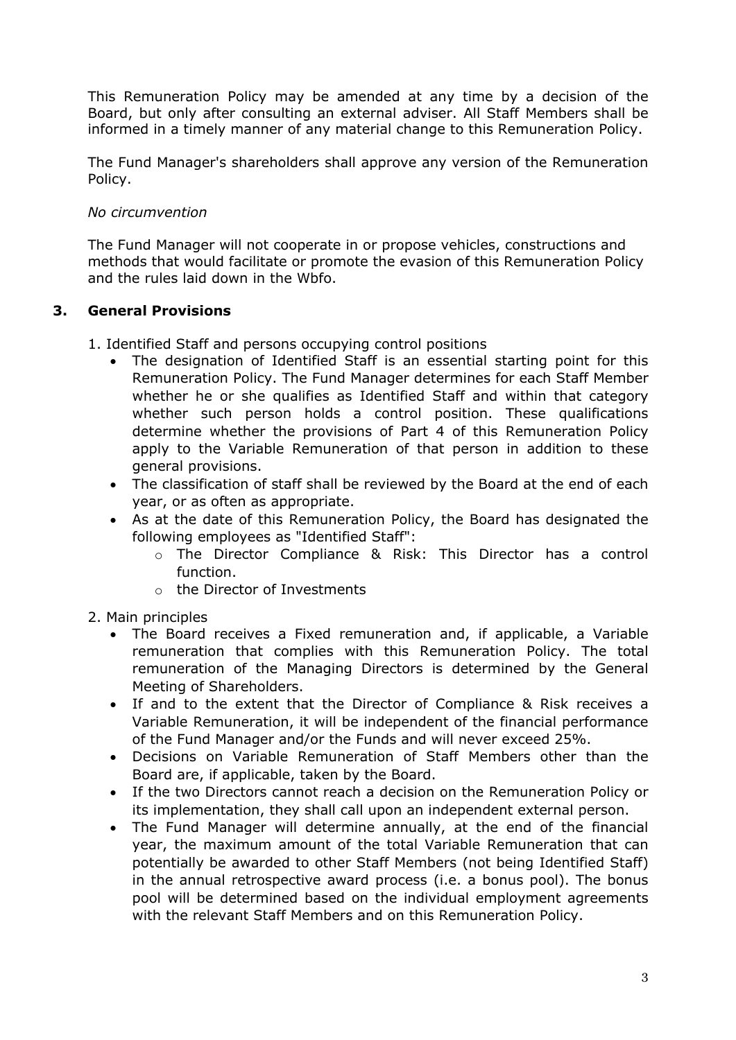This Remuneration Policy may be amended at any time by a decision of the Board, but only after consulting an external adviser. All Staff Members shall be informed in a timely manner of any material change to this Remuneration Policy.

The Fund Manager's shareholders shall approve any version of the Remuneration Policy.

*No circumvention*

The Fund Manager will not cooperate in or propose vehicles, constructions and methods that would facilitate or promote the evasion of this Remuneration Policy and the rules laid down in the Wbfo.

## 3. General Provisions

1. Identified Staff and persons occupying control positions
   - The designation of Identified Staff is an essential starting point for this Remuneration Policy. The Fund Manager determines for each Staff Member whether he or she qualifies as Identified Staff and within that category whether such person holds a control position. These qualifications determine whether the provisions of Part 4 of this Remuneration Policy apply to the Variable Remuneration of that person in addition to these general provisions.
   - The classification of staff shall be reviewed by the Board at the end of each year, or as often as appropriate.
   - As at the date of this Remuneration Policy, the Board has designated the following employees as "Identified Staff":
     - The Director Compliance & Risk: This Director has a control function.
     - the Director of Investments

2. Main principles
   - The Board receives a Fixed remuneration and, if applicable, a Variable remuneration that complies with this Remuneration Policy. The total remuneration of the Managing Directors is determined by the General Meeting of Shareholders.
   - If and to the extent that the Director of Compliance & Risk receives a Variable Remuneration, it will be independent of the financial performance of the Fund Manager and/or the Funds and will never exceed 25%.
   - Decisions on Variable Remuneration of Staff Members other than the Board are, if applicable, taken by the Board.
   - If the two Directors cannot reach a decision on the Remuneration Policy or its implementation, they shall call upon an independent external person.
   - The Fund Manager will determine annually, at the end of the financial year, the maximum amount of the total Variable Remuneration that can potentially be awarded to other Staff Members (not being Identified Staff) in the annual retrospective award process (i.e. a bonus pool). The bonus pool will be determined based on the individual employment agreements with the relevant Staff Members and on this Remuneration Policy.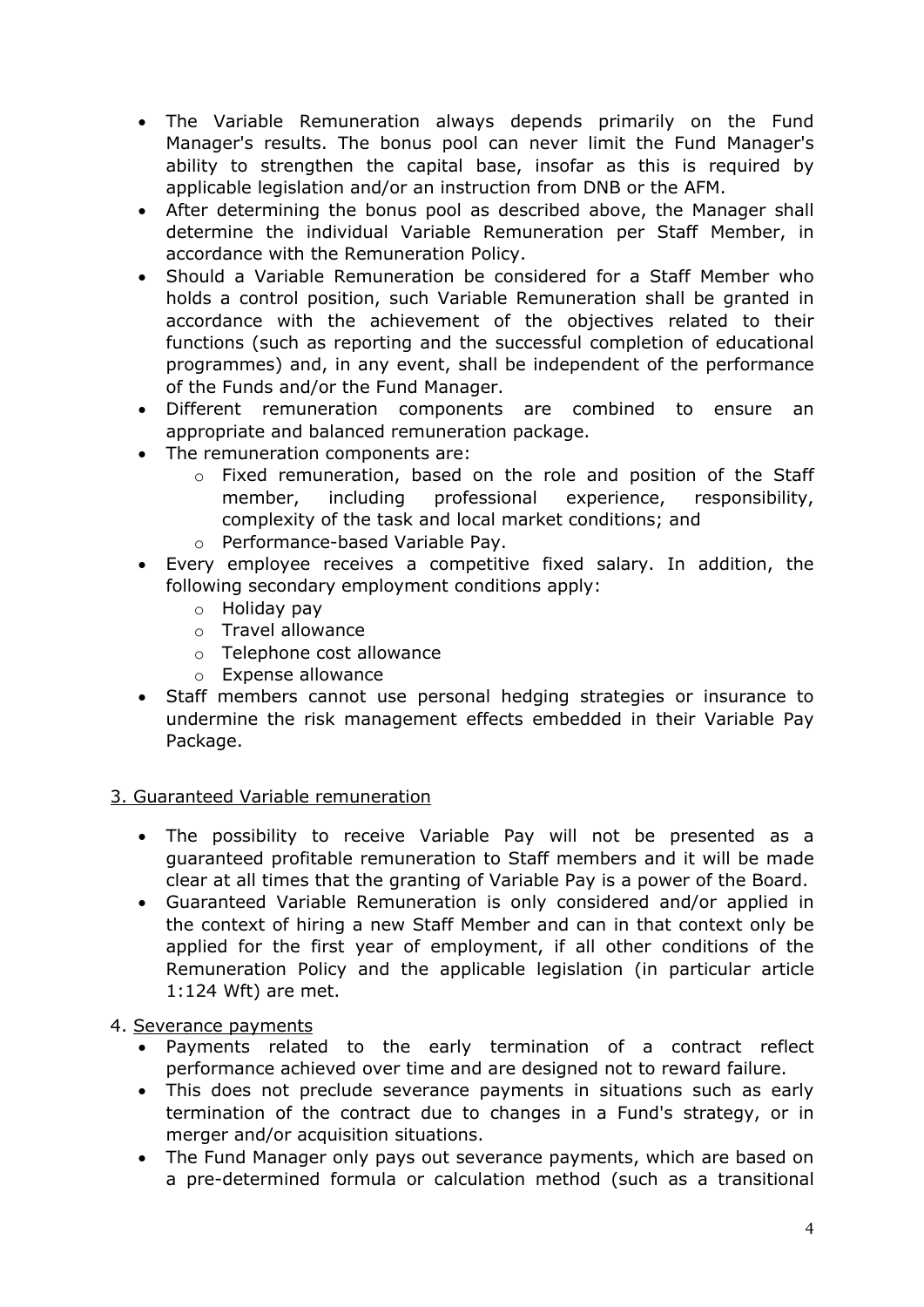- The Variable Remuneration always depends primarily on the Fund Manager's results. The bonus pool can never limit the Fund Manager's ability to strengthen the capital base, insofar as this is required by applicable legislation and/or an instruction from DNB or the AFM.
- After determining the bonus pool as described above, the Manager shall determine the individual Variable Remuneration per Staff Member, in accordance with the Remuneration Policy.
- Should a Variable Remuneration be considered for a Staff Member who holds a control position, such Variable Remuneration shall be granted in accordance with the achievement of the objectives related to their functions (such as reporting and the successful completion of educational programmes) and, in any event, shall be independent of the performance of the Funds and/or the Fund Manager.
- Different remuneration components are combined to ensure an appropriate and balanced remuneration package.
- The remuneration components are:
  - Fixed remuneration, based on the role and position of the Staff member, including professional experience, responsibility, complexity of the task and local market conditions; and
  - Performance-based Variable Pay.
- Every employee receives a competitive fixed salary. In addition, the following secondary employment conditions apply:
  - Holiday pay
  - Travel allowance
  - Telephone cost allowance
  - Expense allowance
- Staff members cannot use personal hedging strategies or insurance to undermine the risk management effects embedded in their Variable Pay Package.

## 3. Guaranteed Variable remuneration

- The possibility to receive Variable Pay will not be presented as a guaranteed profitable remuneration to Staff members and it will be made clear at all times that the granting of Variable Pay is a power of the Board.
- Guaranteed Variable Remuneration is only considered and/or applied in the context of hiring a new Staff Member and can in that context only be applied for the first year of employment, if all other conditions of the Remuneration Policy and the applicable legislation (in particular article 1:124 Wft) are met.

## 4. Severance payments

- Payments related to the early termination of a contract reflect performance achieved over time and are designed not to reward failure.
- This does not preclude severance payments in situations such as early termination of the contract due to changes in a Fund's strategy, or in merger and/or acquisition situations.
- The Fund Manager only pays out severance payments, which are based on a pre-determined formula or calculation method (such as a transitional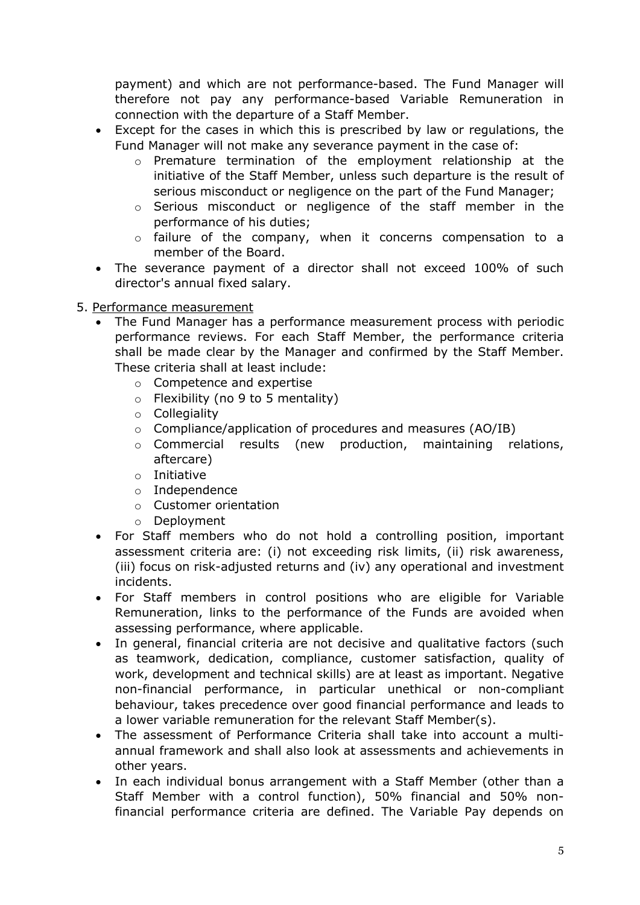payment) and which are not performance-based. The Fund Manager will therefore not pay any performance-based Variable Remuneration in connection with the departure of a Staff Member.

- Except for the cases in which this is prescribed by law or regulations, the Fund Manager will not make any severance payment in the case of:
  - Premature termination of the employment relationship at the initiative of the Staff Member, unless such departure is the result of serious misconduct or negligence on the part of the Fund Manager;
  - Serious misconduct or negligence of the staff member in the performance of his duties;
  - failure of the company, when it concerns compensation to a member of the Board.
- The severance payment of a director shall not exceed 100% of such director's annual fixed salary.

5. Performance measurement
   - The Fund Manager has a performance measurement process with periodic performance reviews. For each Staff Member, the performance criteria shall be made clear by the Manager and confirmed by the Staff Member. These criteria shall at least include:
     - Competence and expertise
     - Flexibility (no 9 to 5 mentality)
     - Collegiality
     - Compliance/application of procedures and measures (AO/IB)
     - Commercial results (new production, maintaining relations, aftercare)
     - Initiative
     - Independence
     - Customer orientation
     - Deployment
   - For Staff members who do not hold a controlling position, important assessment criteria are: (i) not exceeding risk limits, (ii) risk awareness, (iii) focus on risk-adjusted returns and (iv) any operational and investment incidents.
   - For Staff members in control positions who are eligible for Variable Remuneration, links to the performance of the Funds are avoided when assessing performance, where applicable.
   - In general, financial criteria are not decisive and qualitative factors (such as teamwork, dedication, compliance, customer satisfaction, quality of work, development and technical skills) are at least as important. Negative non-financial performance, in particular unethical or non-compliant behaviour, takes precedence over good financial performance and leads to a lower variable remuneration for the relevant Staff Member(s).
   - The assessment of Performance Criteria shall take into account a multi-annual framework and shall also look at assessments and achievements in other years.
   - In each individual bonus arrangement with a Staff Member (other than a Staff Member with a control function), 50% financial and 50% non-financial performance criteria are defined. The Variable Pay depends on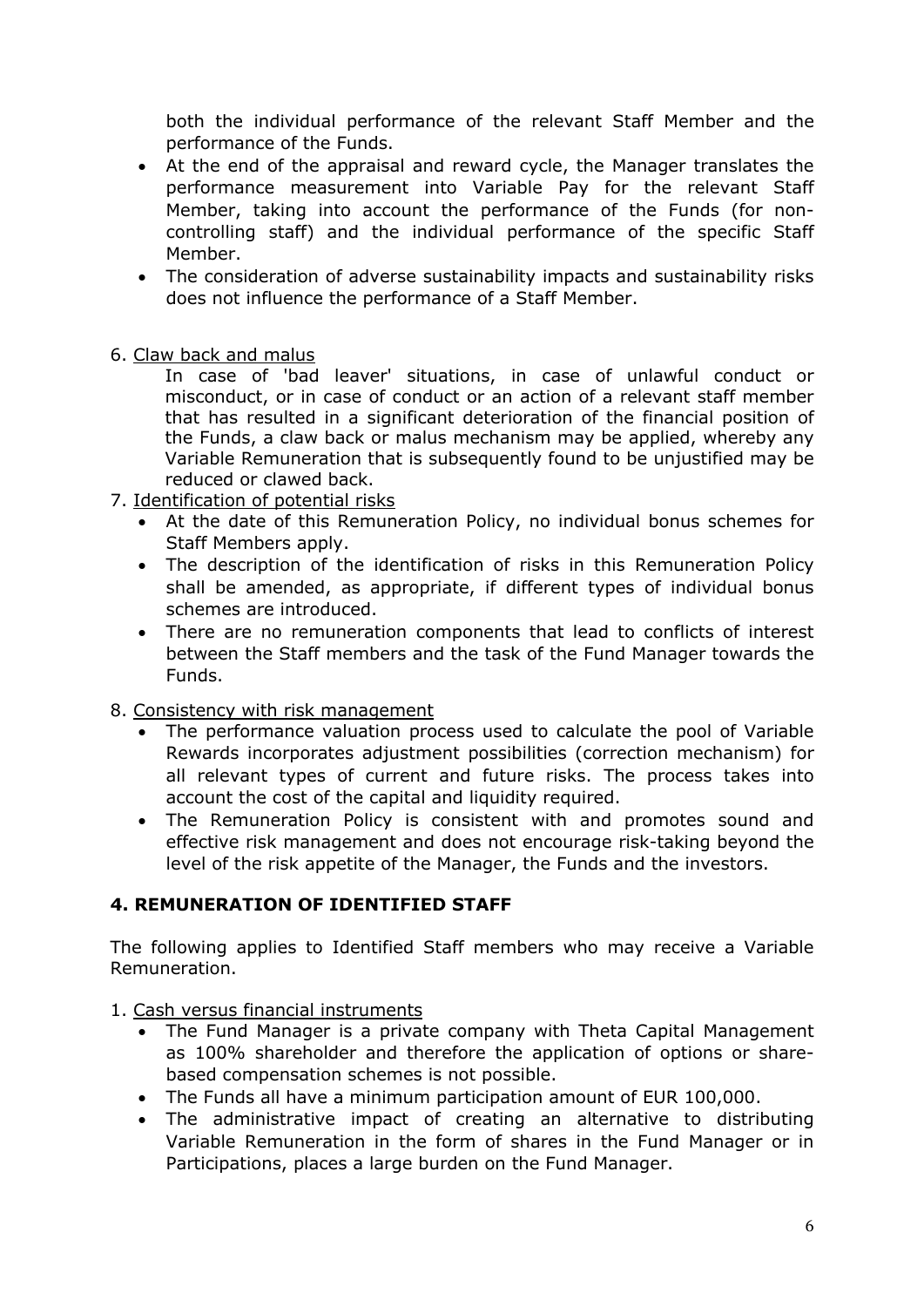both the individual performance of the relevant Staff Member and the performance of the Funds.

- At the end of the appraisal and reward cycle, the Manager translates the performance measurement into Variable Pay for the relevant Staff Member, taking into account the performance of the Funds (for non-controlling staff) and the individual performance of the specific Staff Member.
- The consideration of adverse sustainability impacts and sustainability risks does not influence the performance of a Staff Member.

6. Claw back and malus

   In case of 'bad leaver' situations, in case of unlawful conduct or misconduct, or in case of conduct or an action of a relevant staff member that has resulted in a significant deterioration of the financial position of the Funds, a claw back or malus mechanism may be applied, whereby any Variable Remuneration that is subsequently found to be unjustified may be reduced or clawed back.

7. Identification of potential risks
   - At the date of this Remuneration Policy, no individual bonus schemes for Staff Members apply.
   - The description of the identification of risks in this Remuneration Policy shall be amended, as appropriate, if different types of individual bonus schemes are introduced.
   - There are no remuneration components that lead to conflicts of interest between the Staff members and the task of the Fund Manager towards the Funds.

8. Consistency with risk management
   - The performance valuation process used to calculate the pool of Variable Rewards incorporates adjustment possibilities (correction mechanism) for all relevant types of current and future risks. The process takes into account the cost of the capital and liquidity required.
   - The Remuneration Policy is consistent with and promotes sound and effective risk management and does not encourage risk-taking beyond the level of the risk appetite of the Manager, the Funds and the investors.

## 4. REMUNERATION OF IDENTIFIED STAFF

The following applies to Identified Staff members who may receive a Variable Remuneration.

1. Cash versus financial instruments
   - The Fund Manager is a private company with Theta Capital Management as 100% shareholder and therefore the application of options or share-based compensation schemes is not possible.
   - The Funds all have a minimum participation amount of EUR 100,000.
   - The administrative impact of creating an alternative to distributing Variable Remuneration in the form of shares in the Fund Manager or in Participations, places a large burden on the Fund Manager.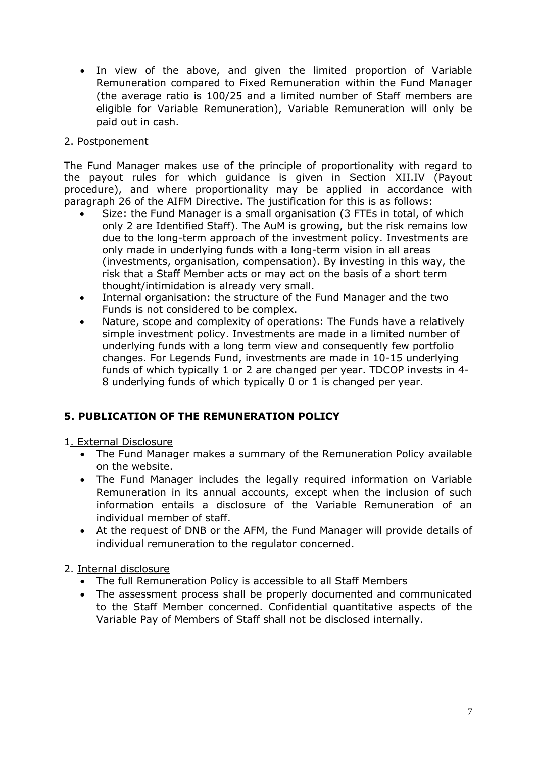- In view of the above, and given the limited proportion of Variable Remuneration compared to Fixed Remuneration within the Fund Manager (the average ratio is 100/25 and a limited number of Staff members are eligible for Variable Remuneration), Variable Remuneration will only be paid out in cash.

2. Postponement

The Fund Manager makes use of the principle of proportionality with regard to the payout rules for which guidance is given in Section XII.IV (Payout procedure), and where proportionality may be applied in accordance with paragraph 26 of the AIFM Directive. The justification for this is as follows:

- Size: the Fund Manager is a small organisation (3 FTEs in total, of which only 2 are Identified Staff). The AuM is growing, but the risk remains low due to the long-term approach of the investment policy. Investments are only made in underlying funds with a long-term vision in all areas (investments, organisation, compensation). By investing in this way, the risk that a Staff Member acts or may act on the basis of a short term thought/intimidation is already very small.
- Internal organisation: the structure of the Fund Manager and the two Funds is not considered to be complex.
- Nature, scope and complexity of operations: The Funds have a relatively simple investment policy. Investments are made in a limited number of underlying funds with a long term view and consequently few portfolio changes. For Legends Fund, investments are made in 10-15 underlying funds of which typically 1 or 2 are changed per year. TDCOP invests in 4-8 underlying funds of which typically 0 or 1 is changed per year.

## 5. PUBLICATION OF THE REMUNERATION POLICY

1. External Disclosure

- The Fund Manager makes a summary of the Remuneration Policy available on the website.
- The Fund Manager includes the legally required information on Variable Remuneration in its annual accounts, except when the inclusion of such information entails a disclosure of the Variable Remuneration of an individual member of staff.
- At the request of DNB or the AFM, the Fund Manager will provide details of individual remuneration to the regulator concerned.

2. Internal disclosure

- The full Remuneration Policy is accessible to all Staff Members
- The assessment process shall be properly documented and communicated to the Staff Member concerned. Confidential quantitative aspects of the Variable Pay of Members of Staff shall not be disclosed internally.